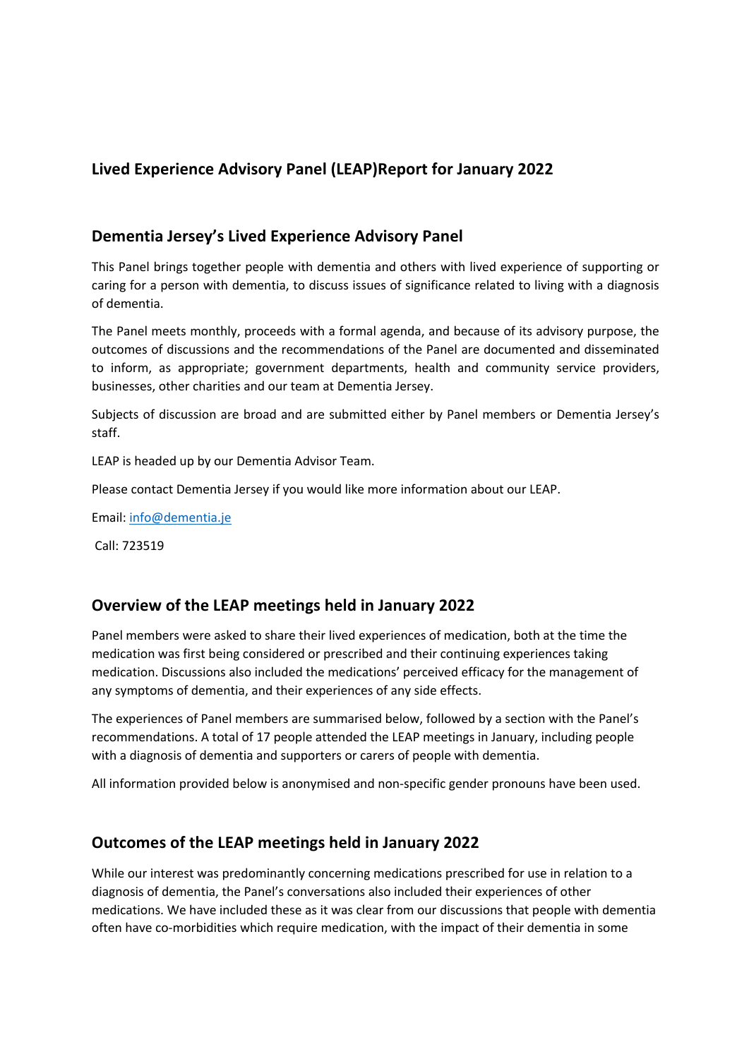## Lived Experience Advisory Panel (LEAP)Report for January 2022

## Dementia Jersey's Lived Experience Advisory Panel

This Panel brings together people with dementia and others with lived experience of supporting or caring for a person with dementia, to discuss issues of significance related to living with a diagnosis of dementia.

The Panel meets monthly, proceeds with a formal agenda, and because of its advisory purpose, the outcomes of discussions and the recommendations of the Panel are documented and disseminated to inform, as appropriate; government departments, health and community service providers, businesses, other charities and our team at Dementia Jersey.

Subjects of discussion are broad and are submitted either by Panel members or Dementia Jersey's staff.

LEAP is headed up by our Dementia Advisor Team.

Please contact Dementia Jersey if you would like more information about our LEAP.

Email: info@dementia.je

Call: 723519

## Overview of the LEAP meetings held in January 2022

Panel members were asked to share their lived experiences of medication, both at the time the medication was first being considered or prescribed and their continuing experiences taking medication. Discussions also included the medications' perceived efficacy for the management of any symptoms of dementia, and their experiences of any side effects.

The experiences of Panel members are summarised below, followed by a section with the Panel's recommendations. A total of 17 people attended the LEAP meetings in January, including people with a diagnosis of dementia and supporters or carers of people with dementia.

All information provided below is anonymised and non-specific gender pronouns have been used.

## Outcomes of the LEAP meetings held in January 2022

While our interest was predominantly concerning medications prescribed for use in relation to a diagnosis of dementia, the Panel's conversations also included their experiences of other medications. We have included these as it was clear from our discussions that people with dementia often have co-morbidities which require medication, with the impact of their dementia in some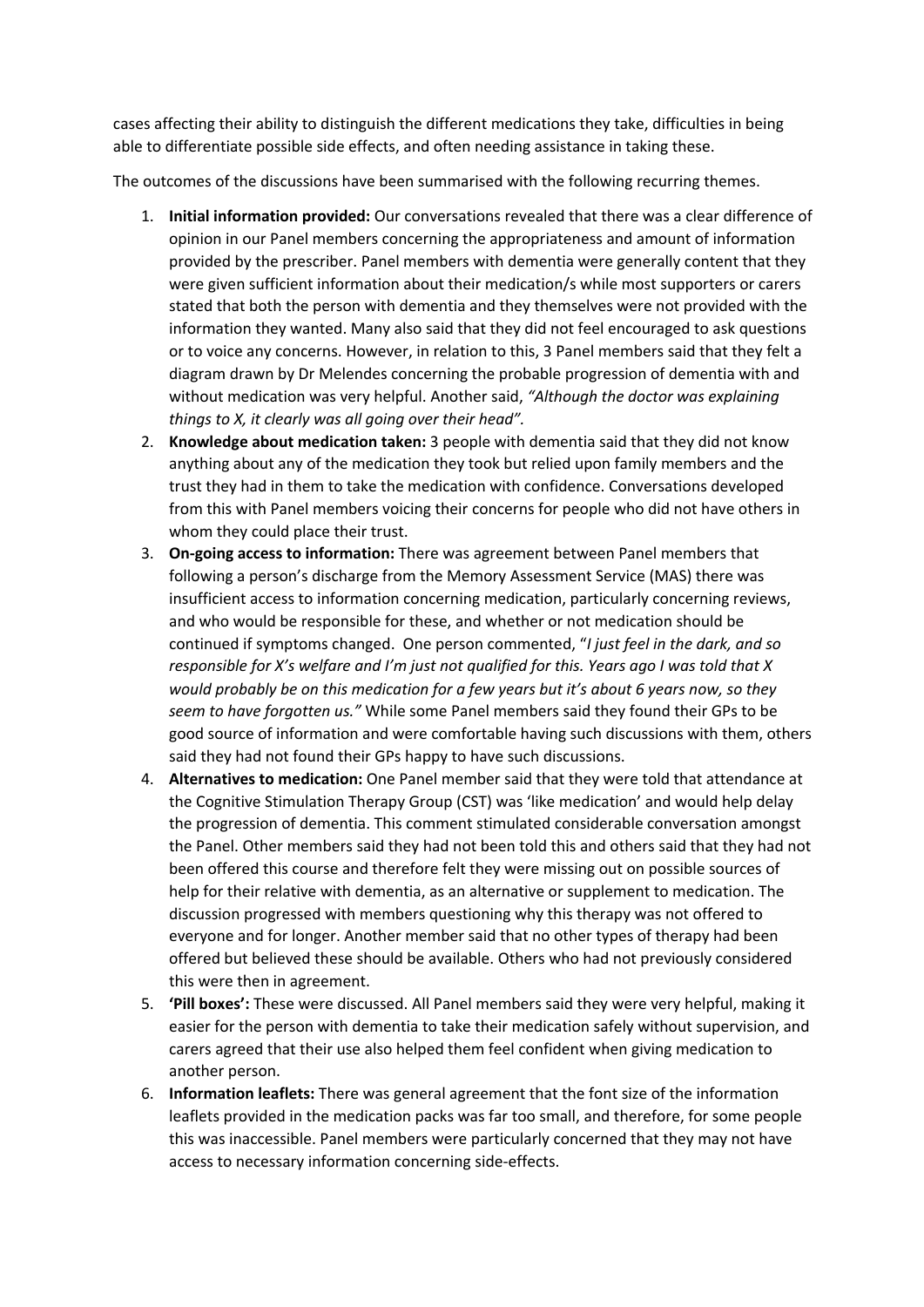cases affecting their ability to distinguish the different medications they take, difficulties in being able to differentiate possible side effects, and often needing assistance in taking these.

The outcomes of the discussions have been summarised with the following recurring themes.

1. **Initial information provided:** Our conversations revealed that there was a clear difference of opinion in our Panel members concerning the appropriateness and amount of information provided by the prescriber. Panel members with dementia were generally content that they were given sufficient information about their medication/s while most supporters or carers stated that both the person with dementia and they themselves were not provided with the information they wanted. Many also said that they did not feel encouraged to ask questions or to voice any concerns. However, in relation to this, 3 Panel members said that they felt a diagram drawn by Dr Melendes concerning the probable progression of dementia with and without medication was very helpful. Another said, *"Although the doctor was explaining things to X, it clearly was all going over their head".*
2. **Knowledge about medication taken:** 3 people with dementia said that they did not know anything about any of the medication they took but relied upon family members and the trust they had in them to take the medication with confidence. Conversations developed from this with Panel members voicing their concerns for people who did not have others in whom they could place their trust.
3. **On-going access to information:** There was agreement between Panel members that following a person's discharge from the Memory Assessment Service (MAS) there was insufficient access to information concerning medication, particularly concerning reviews, and who would be responsible for these, and whether or not medication should be continued if symptoms changed. One person commented, "*I just feel in the dark, and so responsible for X's welfare and I'm just not qualified for this. Years ago I was told that X would probably be on this medication for a few years but it's about 6 years now, so they seem to have forgotten us."* While some Panel members said they found their GPs to be good source of information and were comfortable having such discussions with them, others said they had not found their GPs happy to have such discussions.
4. **Alternatives to medication:** One Panel member said that they were told that attendance at the Cognitive Stimulation Therapy Group (CST) was 'like medication' and would help delay the progression of dementia. This comment stimulated considerable conversation amongst the Panel. Other members said they had not been told this and others said that they had not been offered this course and therefore felt they were missing out on possible sources of help for their relative with dementia, as an alternative or supplement to medication. The discussion progressed with members questioning why this therapy was not offered to everyone and for longer. Another member said that no other types of therapy had been offered but believed these should be available. Others who had not previously considered this were then in agreement.
5. **'Pill boxes':** These were discussed. All Panel members said they were very helpful, making it easier for the person with dementia to take their medication safely without supervision, and carers agreed that their use also helped them feel confident when giving medication to another person.
6. **Information leaflets:** There was general agreement that the font size of the information leaflets provided in the medication packs was far too small, and therefore, for some people this was inaccessible. Panel members were particularly concerned that they may not have access to necessary information concerning side-effects.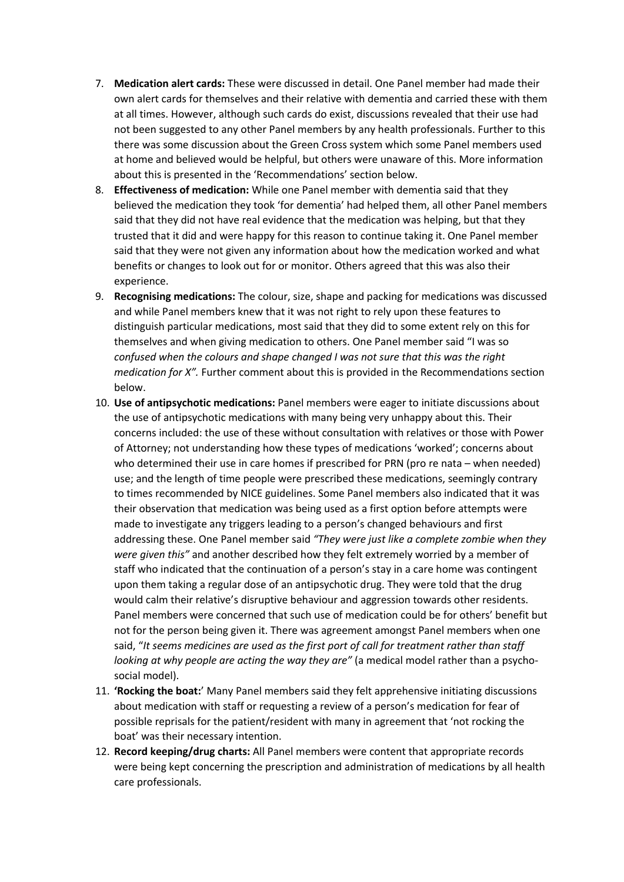7. **Medication alert cards:** These were discussed in detail. One Panel member had made their own alert cards for themselves and their relative with dementia and carried these with them at all times. However, although such cards do exist, discussions revealed that their use had not been suggested to any other Panel members by any health professionals. Further to this there was some discussion about the Green Cross system which some Panel members used at home and believed would be helpful, but others were unaware of this. More information about this is presented in the 'Recommendations' section below.
8. **Effectiveness of medication:** While one Panel member with dementia said that they believed the medication they took 'for dementia' had helped them, all other Panel members said that they did not have real evidence that the medication was helping, but that they trusted that it did and were happy for this reason to continue taking it. One Panel member said that they were not given any information about how the medication worked and what benefits or changes to look out for or monitor. Others agreed that this was also their experience.
9. **Recognising medications:** The colour, size, shape and packing for medications was discussed and while Panel members knew that it was not right to rely upon these features to distinguish particular medications, most said that they did to some extent rely on this for themselves and when giving medication to others. One Panel member said "I was so *confused when the colours and shape changed I was not sure that this was the right medication for X".* Further comment about this is provided in the Recommendations section below.
10. **Use of antipsychotic medications:** Panel members were eager to initiate discussions about the use of antipsychotic medications with many being very unhappy about this. Their concerns included: the use of these without consultation with relatives or those with Power of Attorney; not understanding how these types of medications 'worked'; concerns about who determined their use in care homes if prescribed for PRN (pro re nata – when needed) use; and the length of time people were prescribed these medications, seemingly contrary to times recommended by NICE guidelines. Some Panel members also indicated that it was their observation that medication was being used as a first option before attempts were made to investigate any triggers leading to a person's changed behaviours and first addressing these. One Panel member said *"They were just like a complete zombie when they were given this"* and another described how they felt extremely worried by a member of staff who indicated that the continuation of a person's stay in a care home was contingent upon them taking a regular dose of an antipsychotic drug. They were told that the drug would calm their relative's disruptive behaviour and aggression towards other residents. Panel members were concerned that such use of medication could be for others' benefit but not for the person being given it. There was agreement amongst Panel members when one said, "*It seems medicines are used as the first port of call for treatment rather than staff looking at why people are acting the way they are"* (a medical model rather than a psycho-social model).
11. **'Rocking the boat:**' Many Panel members said they felt apprehensive initiating discussions about medication with staff or requesting a review of a person's medication for fear of possible reprisals for the patient/resident with many in agreement that 'not rocking the boat' was their necessary intention.
12. **Record keeping/drug charts:** All Panel members were content that appropriate records were being kept concerning the prescription and administration of medications by all health care professionals.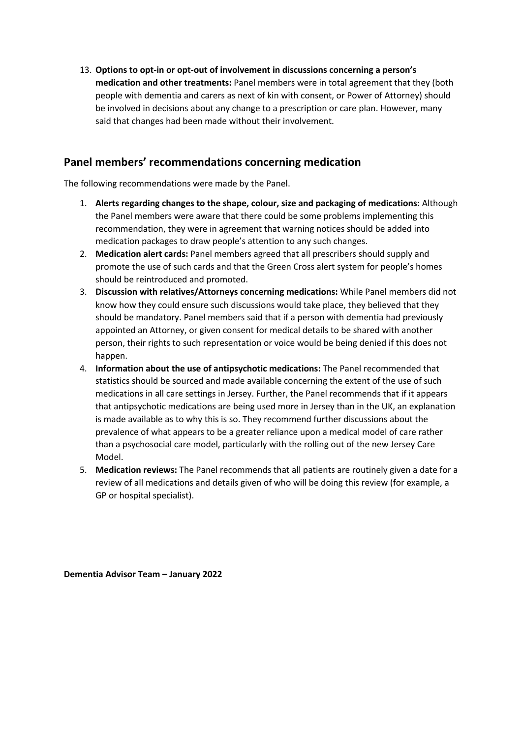13. **Options to opt-in or opt-out of involvement in discussions concerning a person's medication and other treatments:** Panel members were in total agreement that they (both people with dementia and carers as next of kin with consent, or Power of Attorney) should be involved in decisions about any change to a prescription or care plan. However, many said that changes had been made without their involvement.

## Panel members' recommendations concerning medication

The following recommendations were made by the Panel.

1. **Alerts regarding changes to the shape, colour, size and packaging of medications:** Although the Panel members were aware that there could be some problems implementing this recommendation, they were in agreement that warning notices should be added into medication packages to draw people's attention to any such changes.
2. **Medication alert cards:** Panel members agreed that all prescribers should supply and promote the use of such cards and that the Green Cross alert system for people's homes should be reintroduced and promoted.
3. **Discussion with relatives/Attorneys concerning medications:** While Panel members did not know how they could ensure such discussions would take place, they believed that they should be mandatory. Panel members said that if a person with dementia had previously appointed an Attorney, or given consent for medical details to be shared with another person, their rights to such representation or voice would be being denied if this does not happen.
4. **Information about the use of antipsychotic medications:** The Panel recommended that statistics should be sourced and made available concerning the extent of the use of such medications in all care settings in Jersey. Further, the Panel recommends that if it appears that antipsychotic medications are being used more in Jersey than in the UK, an explanation is made available as to why this is so. They recommend further discussions about the prevalence of what appears to be a greater reliance upon a medical model of care rather than a psychosocial care model, particularly with the rolling out of the new Jersey Care Model.
5. **Medication reviews:** The Panel recommends that all patients are routinely given a date for a review of all medications and details given of who will be doing this review (for example, a GP or hospital specialist).

**Dementia Advisor Team – January 2022**